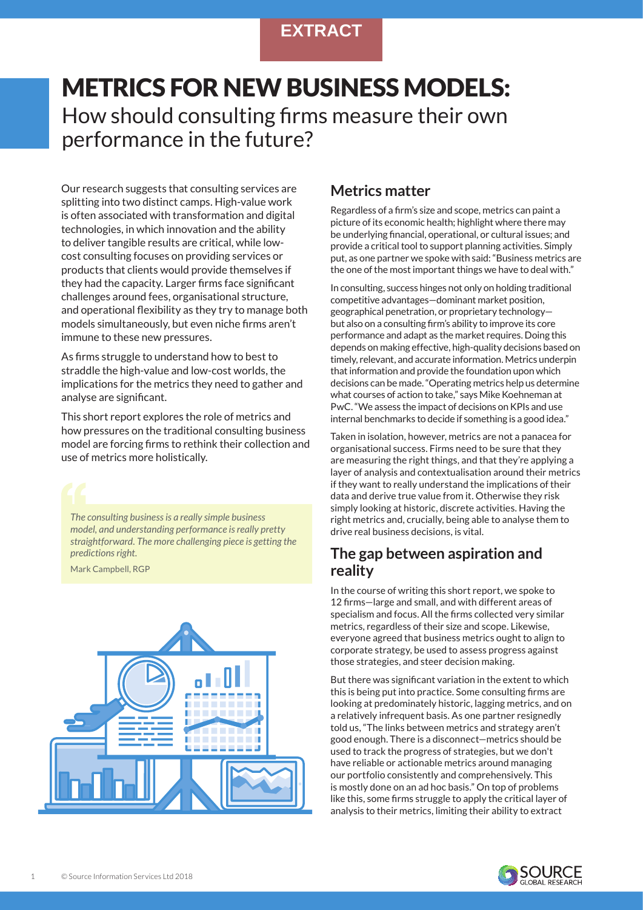EXTRACT

# METRICS FOR NEW BUSINESS MODELS:

## How should consulting firms measure their own performance in the future?

Our research suggests that consulting services are splitting into two distinct camps. High-value work is often associated with transformation and digital technologies, in which innovation and the ability to deliver tangible results are critical, while low-cost consulting focuses on providing services or products that clients would provide themselves if they had the capacity. Larger firms face significant challenges around fees, organisational structure, and operational flexibility as they try to manage both models simultaneously, but even niche firms aren't immune to these new pressures.

As firms struggle to understand how to best to straddle the high-value and low-cost worlds, the implications for the metrics they need to gather and analyse are significant.

This short report explores the role of metrics and how pressures on the traditional consulting business model are forcing firms to rethink their collection and use of metrics more holistically.

> *The consulting business is a really simple business model, and understanding performance is really pretty straightforward. The more challenging piece is getting the predictions right.*
>
> Mark Campbell, RGP

### Metrics matter

Regardless of a firm's size and scope, metrics can paint a picture of its economic health; highlight where there may be underlying financial, operational, or cultural issues; and provide a critical tool to support planning activities. Simply put, as one partner we spoke with said: "Business metrics are the one of the most important things we have to deal with."

In consulting, success hinges not only on holding traditional competitive advantages—dominant market position, geographical penetration, or proprietary technology—but also on a consulting firm's ability to improve its core performance and adapt as the market requires. Doing this depends on making effective, high-quality decisions based on timely, relevant, and accurate information. Metrics underpin that information and provide the foundation upon which decisions can be made. "Operating metrics help us determine what courses of action to take," says Mike Koehneman at PwC. "We assess the impact of decisions on KPIs and use internal benchmarks to decide if something is a good idea."

Taken in isolation, however, metrics are not a panacea for organisational success. Firms need to be sure that they are measuring the right things, and that they're applying a layer of analysis and contextualisation around their metrics if they want to really understand the implications of their data and derive true value from it. Otherwise they risk simply looking at historic, discrete activities. Having the right metrics and, crucially, being able to analyse them to drive real business decisions, is vital.

### The gap between aspiration and reality

In the course of writing this short report, we spoke to 12 firms—large and small, and with different areas of specialism and focus. All the firms collected very similar metrics, regardless of their size and scope. Likewise, everyone agreed that business metrics ought to align to corporate strategy, be used to assess progress against those strategies, and steer decision making.

But there was significant variation in the extent to which this is being put into practice. Some consulting firms are looking at predominately historic, lagging metrics, and on a relatively infrequent basis. As one partner resignedly told us, "The links between metrics and strategy aren't good enough. There is a disconnect—metrics should be used to track the progress of strategies, but we don't have reliable or actionable metrics around managing our portfolio consistently and comprehensively. This is mostly done on an ad hoc basis." On top of problems like this, some firms struggle to apply the critical layer of analysis to their metrics, limiting their ability to extract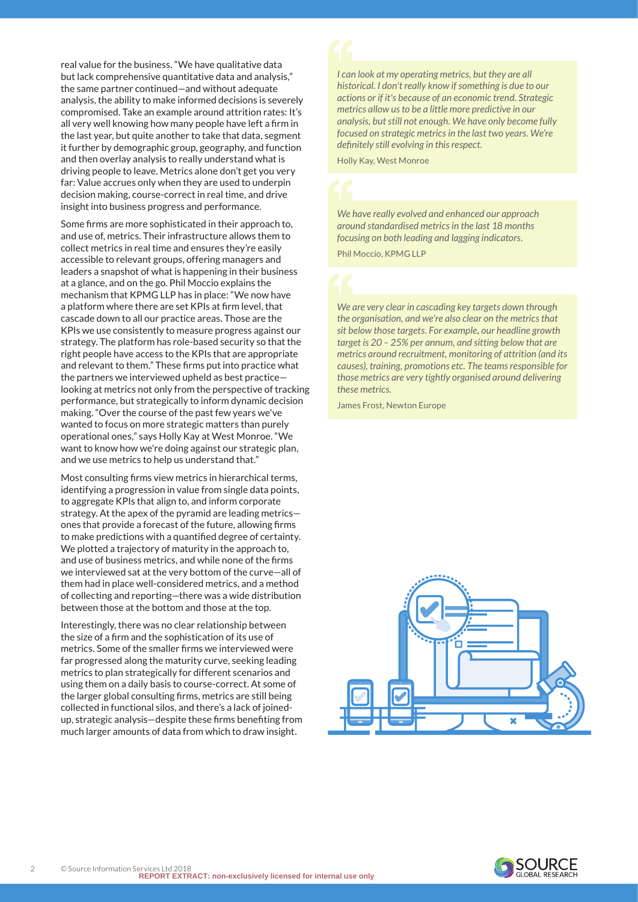real value for the business. "We have qualitative data but lack comprehensive quantitative data and analysis," the same partner continued—and without adequate analysis, the ability to make informed decisions is severely compromised. Take an example around attrition rates: It's all very well knowing how many people have left a firm in the last year, but quite another to take that data, segment it further by demographic group, geography, and function and then overlay analysis to really understand what is driving people to leave. Metrics alone don't get you very far: Value accrues only when they are used to underpin decision making, course-correct in real time, and drive insight into business progress and performance.

Some firms are more sophisticated in their approach to, and use of, metrics. Their infrastructure allows them to collect metrics in real time and ensures they're easily accessible to relevant groups, offering managers and leaders a snapshot of what is happening in their business at a glance, and on the go. Phil Moccio explains the mechanism that KPMG LLP has in place: "We now have a platform where there are set KPIs at firm level, that cascade down to all our practice areas. Those are the KPIs we use consistently to measure progress against our strategy. The platform has role-based security so that the right people have access to the KPIs that are appropriate and relevant to them." These firms put into practice what the partners we interviewed upheld as best practice—looking at metrics not only from the perspective of tracking performance, but strategically to inform dynamic decision making. "Over the course of the past few years we've wanted to focus on more strategic matters than purely operational ones," says Holly Kay at West Monroe. "We want to know how we're doing against our strategic plan, and we use metrics to help us understand that."

Most consulting firms view metrics in hierarchical terms, identifying a progression in value from single data points, to aggregate KPIs that align to, and inform corporate strategy. At the apex of the pyramid are leading metrics—ones that provide a forecast of the future, allowing firms to make predictions with a quantified degree of certainty. We plotted a trajectory of maturity in the approach to, and use of business metrics, and while none of the firms we interviewed sat at the very bottom of the curve—all of them had in place well-considered metrics, and a method of collecting and reporting—there was a wide distribution between those at the bottom and those at the top.

Interestingly, there was no clear relationship between the size of a firm and the sophistication of its use of metrics. Some of the smaller firms we interviewed were far progressed along the maturity curve, seeking leading metrics to plan strategically for different scenarios and using them on a daily basis to course-correct. At some of the larger global consulting firms, metrics are still being collected in functional silos, and there's a lack of joined-up, strategic analysis—despite these firms benefiting from much larger amounts of data from which to draw insight.

> *I can look at my operating metrics, but they are all historical. I don't really know if something is due to our actions or if it's because of an economic trend. Strategic metrics allow us to be a little more predictive in our analysis, but still not enough. We have only become fully focused on strategic metrics in the last two years. We're definitely still evolving in this respect.*
>
> Holly Kay, West Monroe

> *We have really evolved and enhanced our approach around standardised metrics in the last 18 months focusing on both leading and lagging indicators.*
>
> Phil Moccio, KPMG LLP

> *We are very clear in cascading key targets down through the organisation, and we're also clear on the metrics that sit below those targets. For example, our headline growth target is 20 – 25% per annum, and sitting below that are metrics around recruitment, monitoring of attrition (and its causes), training, promotions etc. The teams responsible for those metrics are very tightly organised around delivering these metrics.*
>
> James Frost, Newton Europe

© Source Information Services Ltd 2018
**REPORT EXTRACT: non-exclusively licensed for internal use only**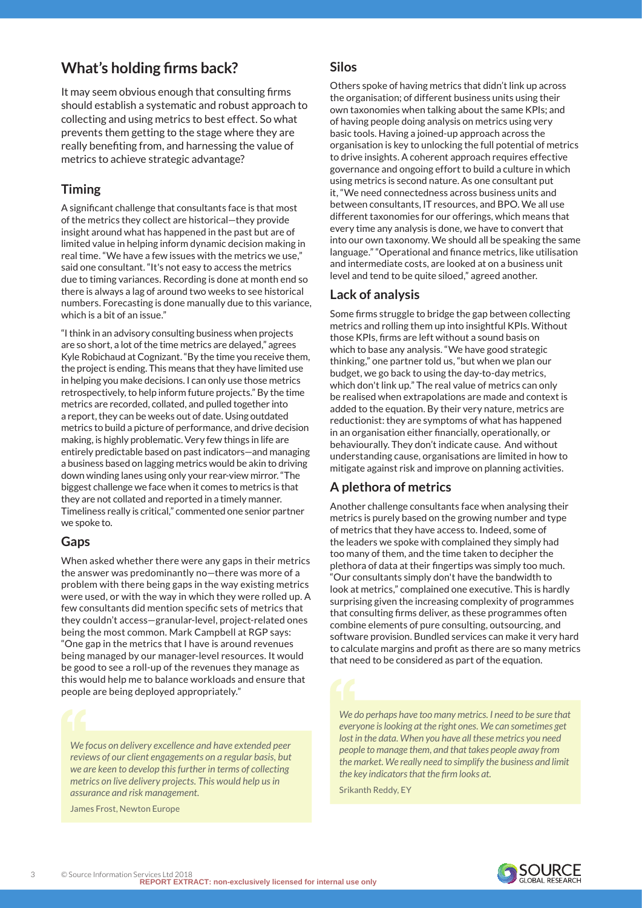## What's holding firms back?

It may seem obvious enough that consulting firms should establish a systematic and robust approach to collecting and using metrics to best effect. So what prevents them getting to the stage where they are really benefiting from, and harnessing the value of metrics to achieve strategic advantage?

### Timing

A significant challenge that consultants face is that most of the metrics they collect are historical—they provide insight around what has happened in the past but are of limited value in helping inform dynamic decision making in real time. "We have a few issues with the metrics we use," said one consultant. "It's not easy to access the metrics due to timing variances. Recording is done at month end so there is always a lag of around two weeks to see historical numbers. Forecasting is done manually due to this variance, which is a bit of an issue."

"I think in an advisory consulting business when projects are so short, a lot of the time metrics are delayed," agrees Kyle Robichaud at Cognizant. "By the time you receive them, the project is ending. This means that they have limited use in helping you make decisions. I can only use those metrics retrospectively, to help inform future projects." By the time metrics are recorded, collated, and pulled together into a report, they can be weeks out of date. Using outdated metrics to build a picture of performance, and drive decision making, is highly problematic. Very few things in life are entirely predictable based on past indicators—and managing a business based on lagging metrics would be akin to driving down winding lanes using only your rear-view mirror. "The biggest challenge we face when it comes to metrics is that they are not collated and reported in a timely manner. Timeliness really is critical," commented one senior partner we spoke to.

### Gaps

When asked whether there were any gaps in their metrics the answer was predominantly no—there was more of a problem with there being gaps in the way existing metrics were used, or with the way in which they were rolled up. A few consultants did mention specific sets of metrics that they couldn't access—granular-level, project-related ones being the most common. Mark Campbell at RGP says: "One gap in the metrics that I have is around revenues being managed by our manager-level resources. It would be good to see a roll-up of the revenues they manage as this would help me to balance workloads and ensure that people are being deployed appropriately."

> *We focus on delivery excellence and have extended peer reviews of our client engagements on a regular basis, but we are keen to develop this further in terms of collecting metrics on live delivery projects. This would help us in assurance and risk management.*
>
> James Frost, Newton Europe

### Silos

Others spoke of having metrics that didn't link up across the organisation; of different business units using their own taxonomies when talking about the same KPIs; and of having people doing analysis on metrics using very basic tools. Having a joined-up approach across the organisation is key to unlocking the full potential of metrics to drive insights. A coherent approach requires effective governance and ongoing effort to build a culture in which using metrics is second nature. As one consultant put it, "We need connectedness across business units and between consultants, IT resources, and BPO. We all use different taxonomies for our offerings, which means that every time any analysis is done, we have to convert that into our own taxonomy. We should all be speaking the same language." "Operational and finance metrics, like utilisation and intermediate costs, are looked at on a business unit level and tend to be quite siloed," agreed another.

### Lack of analysis

Some firms struggle to bridge the gap between collecting metrics and rolling them up into insightful KPIs. Without those KPIs, firms are left without a sound basis on which to base any analysis. "We have good strategic thinking," one partner told us, "but when we plan our budget, we go back to using the day-to-day metrics, which don't link up." The real value of metrics can only be realised when extrapolations are made and context is added to the equation. By their very nature, metrics are reductionist: they are symptoms of what has happened in an organisation either financially, operationally, or behaviourally. They don't indicate cause. And without understanding cause, organisations are limited in how to mitigate against risk and improve on planning activities.

### A plethora of metrics

Another challenge consultants face when analysing their metrics is purely based on the growing number and type of metrics that they have access to. Indeed, some of the leaders we spoke with complained they simply had too many of them, and the time taken to decipher the plethora of data at their fingertips was simply too much. "Our consultants simply don't have the bandwidth to look at metrics," complained one executive. This is hardly surprising given the increasing complexity of programmes that consulting firms deliver, as these programmes often combine elements of pure consulting, outsourcing, and software provision. Bundled services can make it very hard to calculate margins and profit as there are so many metrics that need to be considered as part of the equation.

> *We do perhaps have too many metrics. I need to be sure that everyone is looking at the right ones. We can sometimes get lost in the data. When you have all these metrics you need people to manage them, and that takes people away from the market. We really need to simplify the business and limit the key indicators that the firm looks at.*
>
> Srikanth Reddy, EY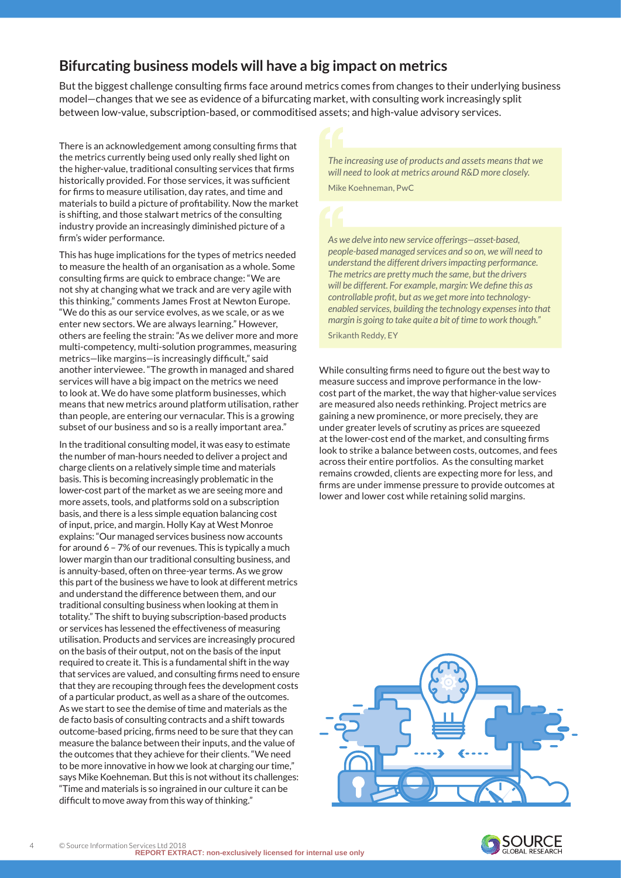## Bifurcating business models will have a big impact on metrics

But the biggest challenge consulting firms face around metrics comes from changes to their underlying business model—changes that we see as evidence of a bifurcating market, with consulting work increasingly split between low-value, subscription-based, or commoditised assets; and high-value advisory services.

There is an acknowledgement among consulting firms that the metrics currently being used only really shed light on the higher-value, traditional consulting services that firms historically provided. For those services, it was sufficient for firms to measure utilisation, day rates, and time and materials to build a picture of profitability. Now the market is shifting, and those stalwart metrics of the consulting industry provide an increasingly diminished picture of a firm's wider performance.

This has huge implications for the types of metrics needed to measure the health of an organisation as a whole. Some consulting firms are quick to embrace change: "We are not shy at changing what we track and are very agile with this thinking," comments James Frost at Newton Europe. "We do this as our service evolves, as we scale, or as we enter new sectors. We are always learning." However, others are feeling the strain: "As we deliver more and more multi-competency, multi-solution programmes, measuring metrics—like margins—is increasingly difficult," said another interviewee. "The growth in managed and shared services will have a big impact on the metrics we need to look at. We do have some platform businesses, which means that new metrics around platform utilisation, rather than people, are entering our vernacular. This is a growing subset of our business and so is a really important area."

In the traditional consulting model, it was easy to estimate the number of man-hours needed to deliver a project and charge clients on a relatively simple time and materials basis. This is becoming increasingly problematic in the lower-cost part of the market as we are seeing more and more assets, tools, and platforms sold on a subscription basis, and there is a less simple equation balancing cost of input, price, and margin. Holly Kay at West Monroe explains: "Our managed services business now accounts for around 6 – 7% of our revenues. This is typically a much lower margin than our traditional consulting business, and is annuity-based, often on three-year terms. As we grow this part of the business we have to look at different metrics and understand the difference between them, and our traditional consulting business when looking at them in totality." The shift to buying subscription-based products or services has lessened the effectiveness of measuring utilisation. Products and services are increasingly procured on the basis of their output, not on the basis of the input required to create it. This is a fundamental shift in the way that services are valued, and consulting firms need to ensure that they are recouping through fees the development costs of a particular product, as well as a share of the outcomes. As we start to see the demise of time and materials as the de facto basis of consulting contracts and a shift towards outcome-based pricing, firms need to be sure that they can measure the balance between their inputs, and the value of the outcomes that they achieve for their clients. "We need to be more innovative in how we look at charging our time," says Mike Koehneman. But this is not without its challenges: "Time and materials is so ingrained in our culture it can be difficult to move away from this way of thinking."

> *The increasing use of products and assets means that we will need to look at metrics around R&D more closely.*
>
> Mike Koehneman, PwC

> *As we delve into new service offerings—asset-based, people-based managed services and so on, we will need to understand the different drivers impacting performance. The metrics are pretty much the same, but the drivers will be different. For example, margin: We define this as controllable profit, but as we get more into technology-enabled services, building the technology expenses into that margin is going to take quite a bit of time to work though."*
>
> Srikanth Reddy, EY

While consulting firms need to figure out the best way to measure success and improve performance in the low-cost part of the market, the way that higher-value services are measured also needs rethinking. Project metrics are gaining a new prominence, or more precisely, they are under greater levels of scrutiny as prices are squeezed at the lower-cost end of the market, and consulting firms look to strike a balance between costs, outcomes, and fees across their entire portfolios. As the consulting market remains crowded, clients are expecting more for less, and firms are under immense pressure to provide outcomes at lower and lower cost while retaining solid margins.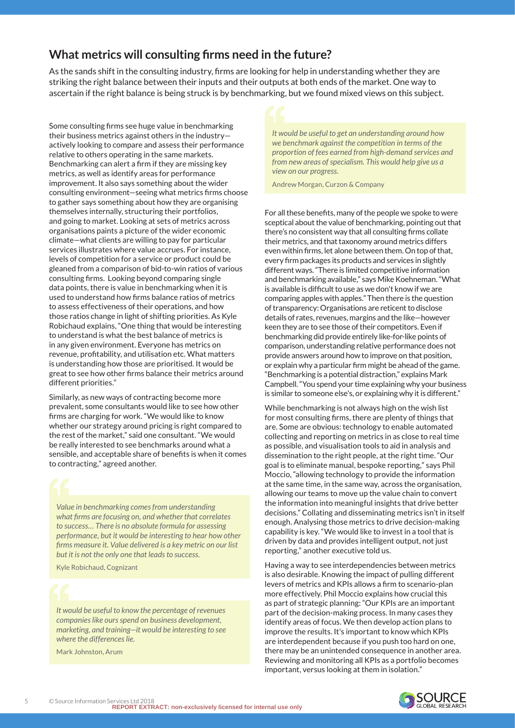## What metrics will consulting firms need in the future?

As the sands shift in the consulting industry, firms are looking for help in understanding whether they are striking the right balance between their inputs and their outputs at both ends of the market. One way to ascertain if the right balance is being struck is by benchmarking, but we found mixed views on this subject.

Some consulting firms see huge value in benchmarking their business metrics against others in the industry—actively looking to compare and assess their performance relative to others operating in the same markets. Benchmarking can alert a firm if they are missing key metrics, as well as identify areas for performance improvement. It also says something about the wider consulting environment—seeing what metrics firms choose to gather says something about how they are organising themselves internally, structuring their portfolios, and going to market. Looking at sets of metrics across organisations paints a picture of the wider economic climate—what clients are willing to pay for particular services illustrates where value accrues. For instance, levels of competition for a service or product could be gleaned from a comparison of bid-to-win ratios of various consulting firms. Looking beyond comparing single data points, there is value in benchmarking when it is used to understand how firms balance ratios of metrics to assess effectiveness of their operations, and how those ratios change in light of shifting priorities. As Kyle Robichaud explains, "One thing that would be interesting to understand is what the best balance of metrics is in any given environment. Everyone has metrics on revenue, profitability, and utilisation etc. What matters is understanding how those are prioritised. It would be great to see how other firms balance their metrics around different priorities."

Similarly, as new ways of contracting become more prevalent, some consultants would like to see how other firms are charging for work. "We would like to know whether our strategy around pricing is right compared to the rest of the market," said one consultant. "We would be really interested to see benchmarks around what a sensible, and acceptable share of benefits is when it comes to contracting," agreed another.

> *Value in benchmarking comes from understanding what firms are focusing on, and whether that correlates to success… There is no absolute formula for assessing performance, but it would be interesting to hear how other firms measure it. Value delivered is a key metric on our list but it is not the only one that leads to success.*
>
> Kyle Robichaud, Cognizant

> *It would be useful to know the percentage of revenues companies like ours spend on business development, marketing, and training—it would be interesting to see where the differences lie.*
>
> Mark Johnston, Arum

> *It would be useful to get an understanding around how we benchmark against the competition in terms of the proportion of fees earned from high-demand services and from new areas of specialism. This would help give us a view on our progress.*
>
> Andrew Morgan, Curzon & Company

For all these benefits, many of the people we spoke to were sceptical about the value of benchmarking, pointing out that there's no consistent way that all consulting firms collate their metrics, and that taxonomy around metrics differs even within firms, let alone between them. On top of that, every firm packages its products and services in slightly different ways. "There is limited competitive information and benchmarking available," says Mike Koehneman. "What is available is difficult to use as we don't know if we are comparing apples with apples." Then there is the question of transparency: Organisations are reticent to disclose details of rates, revenues, margins and the like—however keen they are to see those of their competitors. Even if benchmarking did provide entirely like-for-like points of comparison, understanding relative performance does not provide answers around how to improve on that position, or explain why a particular firm might be ahead of the game. "Benchmarking is a potential distraction," explains Mark Campbell. "You spend your time explaining why your business is similar to someone else's, or explaining why it is different."

While benchmarking is not always high on the wish list for most consulting firms, there are plenty of things that are. Some are obvious: technology to enable automated collecting and reporting on metrics in as close to real time as possible, and visualisation tools to aid in analysis and dissemination to the right people, at the right time. "Our goal is to eliminate manual, bespoke reporting," says Phil Moccio, "allowing technology to provide the information at the same time, in the same way, across the organisation, allowing our teams to move up the value chain to convert the information into meaningful insights that drive better decisions." Collating and disseminating metrics isn't in itself enough. Analysing those metrics to drive decision-making capability is key. "We would like to invest in a tool that is driven by data and provides intelligent output, not just reporting," another executive told us.

Having a way to see interdependencies between metrics is also desirable. Knowing the impact of pulling different levers of metrics and KPIs allows a firm to scenario-plan more effectively. Phil Moccio explains how crucial this as part of strategic planning: "Our KPIs are an important part of the decision-making process. In many cases they identify areas of focus. We then develop action plans to improve the results. It's important to know which KPIs are interdependent because if you push too hard on one, there may be an unintended consequence in another area. Reviewing and monitoring all KPIs as a portfolio becomes important, versus looking at them in isolation."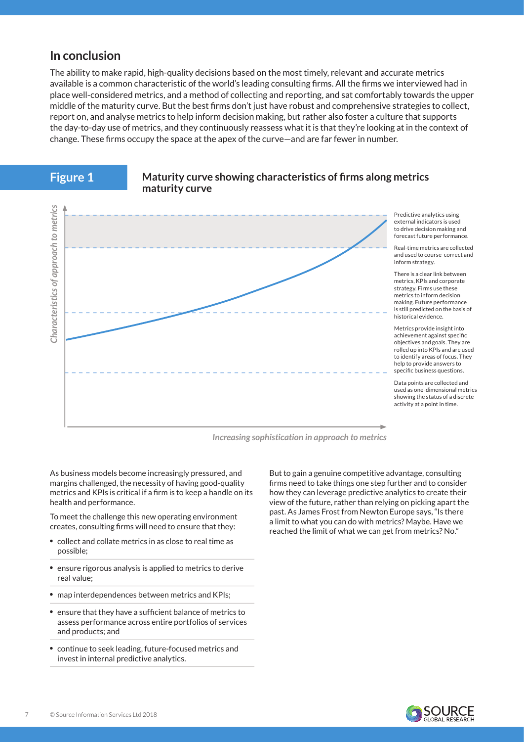## In conclusion

The ability to make rapid, high-quality decisions based on the most timely, relevant and accurate metrics available is a common characteristic of the world's leading consulting firms. All the firms we interviewed had in place well-considered metrics, and a method of collecting and reporting, and sat comfortably towards the upper middle of the maturity curve. But the best firms don't just have robust and comprehensive strategies to collect, report on, and analyse metrics to help inform decision making, but rather also foster a culture that supports the day-to-day use of metrics, and they continuously reassess what it is that they're looking at in the context of change. These firms occupy the space at the apex of the curve—and are far fewer in number.

**Figure 1** **Maturity curve showing characteristics of firms along metrics maturity curve**

*Characteristics of approach to metrics*

Predictive analytics using external indicators is used to drive decision making and forecast future performance.

Real-time metrics are collected and used to course-correct and inform strategy.

There is a clear link between metrics, KPIs and corporate strategy. Firms use these metrics to inform decision making. Future performance is still predicted on the basis of historical evidence.

Metrics provide insight into achievement against specific objectives and goals. They are rolled up into KPIs and are used to identify areas of focus. They help to provide answers to specific business questions.

Data points are collected and used as one-dimensional metrics showing the status of a discrete activity at a point in time.

*Increasing sophistication in approach to metrics*

As business models become increasingly pressured, and margins challenged, the necessity of having good-quality metrics and KPIs is critical if a firm is to keep a handle on its health and performance.

To meet the challenge this new operating environment creates, consulting firms will need to ensure that they:

- collect and collate metrics in as close to real time as possible;
- ensure rigorous analysis is applied to metrics to derive real value;
- map interdependences between metrics and KPIs;
- ensure that they have a sufficient balance of metrics to assess performance across entire portfolios of services and products; and
- continue to seek leading, future-focused metrics and invest in internal predictive analytics.

But to gain a genuine competitive advantage, consulting firms need to take things one step further and to consider how they can leverage predictive analytics to create their view of the future, rather than relying on picking apart the past. As James Frost from Newton Europe says, "Is there a limit to what you can do with metrics? Maybe. Have we reached the limit of what we can get from metrics? No."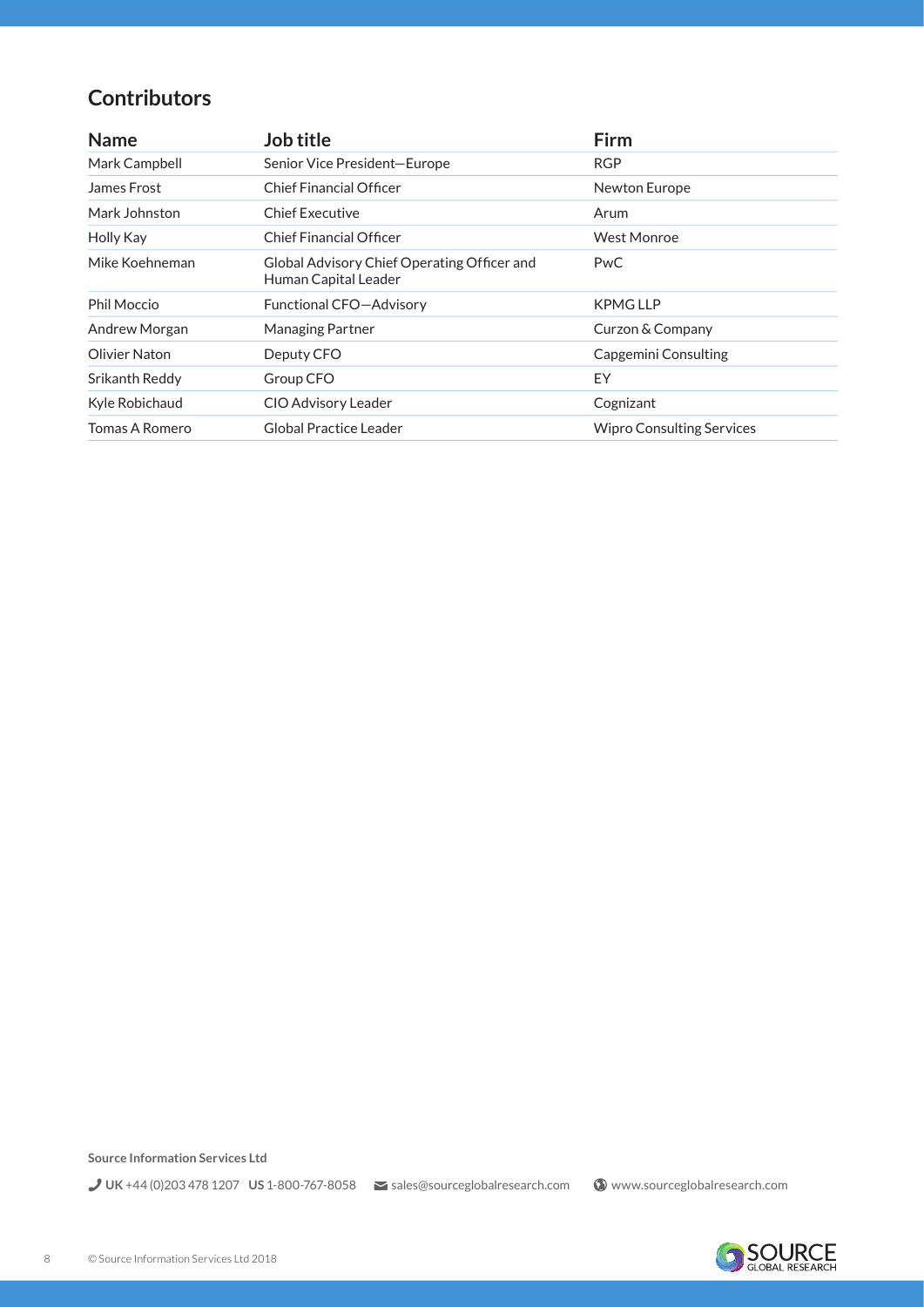## Contributors

| Name | Job title | Firm |
|---|---|---|
| Mark Campbell | Senior Vice President—Europe | RGP |
| James Frost | Chief Financial Officer | Newton Europe |
| Mark Johnston | Chief Executive | Arum |
| Holly Kay | Chief Financial Officer | West Monroe |
| Mike Koehneman | Global Advisory Chief Operating Officer and Human Capital Leader | PwC |
| Phil Moccio | Functional CFO—Advisory | KPMG LLP |
| Andrew Morgan | Managing Partner | Curzon & Company |
| Olivier Naton | Deputy CFO | Capgemini Consulting |
| Srikanth Reddy | Group CFO | EY |
| Kyle Robichaud | CIO Advisory Leader | Cognizant |
| Tomas A Romero | Global Practice Leader | Wipro Consulting Services |

**Source Information Services Ltd**

**UK** +44 (0)203 478 1207 **US** 1-800-767-8058 sales@sourceglobalresearch.com www.sourceglobalresearch.com

© Source Information Services Ltd 2018